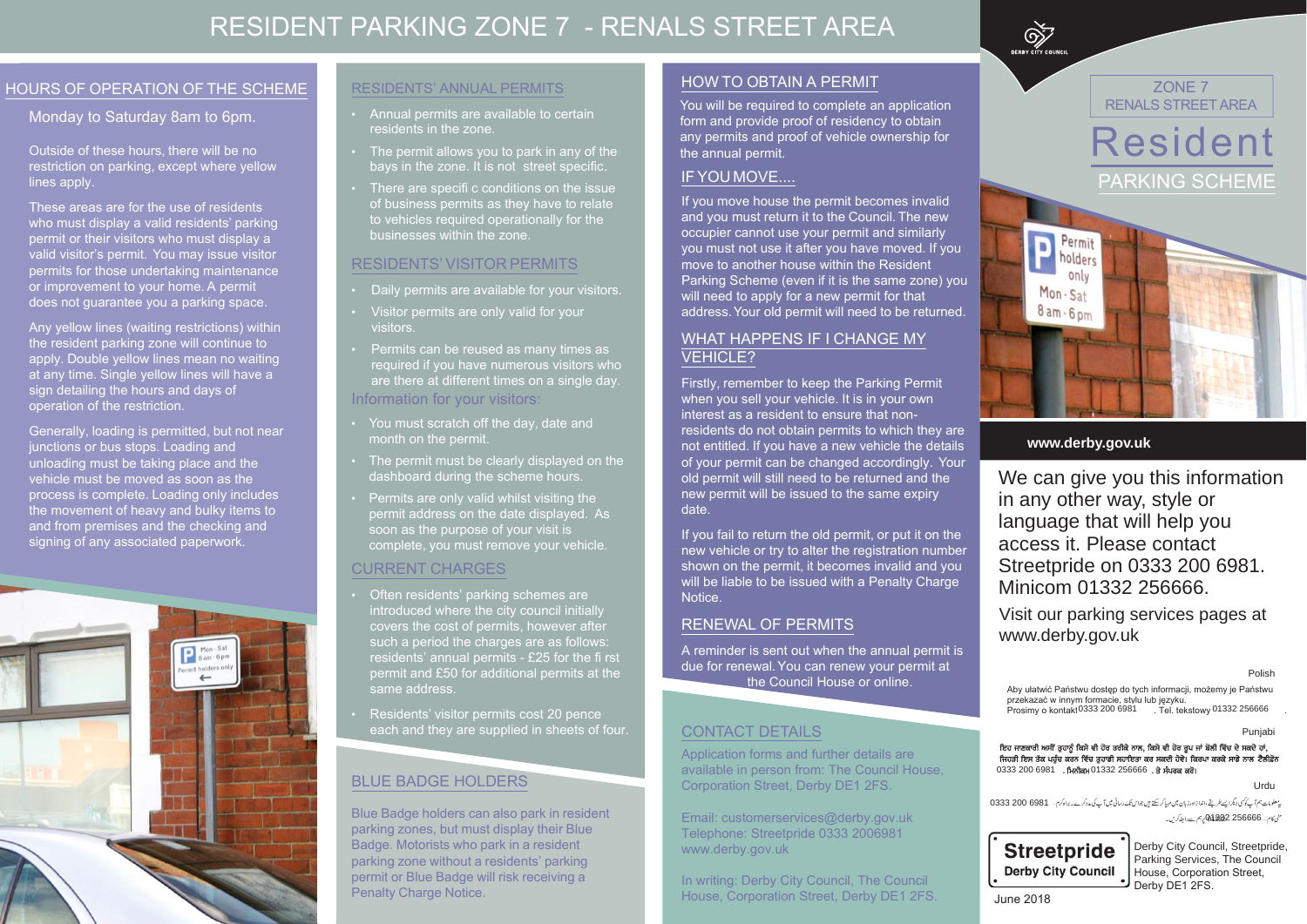# RESIDENT PARKING ZONE 7 - RENALS STREET AREA

## HOURS OF OPERATION OF THE SCHEME

Monday to Saturday 8am to 6pm.

Outside of these hours, there will be no restriction on parking, except where yellow lines apply.

These areas are for the use of residents who must display a valid residents' parking permit or their visitors who must display a valid visitor's permit. You may issue visitor permits for those undertaking maintenance or improvement to your home. A permit does not guarantee you a parking space.

Any yellow lines (waiting restrictions) within the resident parking zone will continue to apply. Double yellow lines mean no waiting at any time. Single yellow lines will have a sign detailing the hours and days of operation of the restriction.

Generally, loading is permitted, but not near junctions or bus stops. Loading and unloading must be taking place and the vehicle must be moved as soon as the process is complete. Loading only includes the movement of heavy and bulky items to and from premises and the checking and signing of any associated paperwork.

## RESIDENTS' ANNUAL PERMITS

- Annual permits are available to certain residents in the zone.
- The permit allows you to park in any of the bays in the zone. It is not street specific.
- There are specific conditions on the issue of business permits as they have to relate to vehicles required operationally for the businesses within the zone.

## RESIDENTS' VISITOR PERMITS

- Daily permits are available for your visitors.
- Visitor permits are only valid for your visitors.
- Permits can be reused as many times as required if you have numerous visitors who are there at different times on a single day.

### Information for your visitors:

- You must scratch off the day, date and month on the permit.
- The permit must be clearly displayed on the dashboard during the scheme hours.
- Permits are only valid whilst visiting the permit address on the date displayed. As soon as the purpose of your visit is complete, you must remove your vehicle.

## CURRENT CHARGES

- Often residents' parking schemes are introduced where the city council initially covers the cost of permits, however after such a period the charges are as follows: residents' annual permits - £25 for the first permit and £50 for additional permits at the same address.
- Residents' visitor permits cost 20 pence each and they are supplied in sheets of four.

## BLUE BADGE HOLDERS

Blue Badge holders can also park in resident parking zones, but must display their Blue Badge. Motorists who park in a resident parking zone without a residents' parking permit or Blue Badge will risk receiving a Penalty Charge Notice.

## HOW TO OBTAIN A PERMIT

You will be required to complete an application form and provide proof of residency to obtain any permits and proof of vehicle ownership for the annual permit.

## IF YOU MOVE....

If you move house the permit becomes invalid and you must return it to the Council. The new occupier cannot use your permit and similarly you must not use it after you have moved. If you move to another house within the Resident Parking Scheme (even if it is the same zone) you will need to apply for a new permit for that address. Your old permit will need to be returned.

## WHAT HAPPENS IF I CHANGE MY VEHICLE?

Firstly, remember to keep the Parking Permit when you sell your vehicle. It is in your own interest as a resident to ensure that non-residents do not obtain permits to which they are not entitled. If you have a new vehicle the details of your permit can be changed accordingly. Your old permit will still need to be returned and the new permit will be issued to the same expiry date.

If you fail to return the old permit, or put it on the new vehicle or try to alter the registration number shown on the permit, it becomes invalid and you will be liable to be issued with a Penalty Charge Notice.

## RENEWAL OF PERMITS

A reminder is sent out when the annual permit is due for renewal. You can renew your permit at the Council House or online.

## CONTACT DETAILS

Application forms and further details are available in person from: The Council House, Corporation Street, Derby DE1 2FS.

Email: customerservices@derby.gov.uk
Telephone: Streetpride 0333 2006981
www.derby.gov.uk

In writing: Derby City Council, The Council House, Corporation Street, Derby DE1 2FS.

DERBY CITY COUNCIL

ZONE 7
RENALS STREET AREA

# Resident
## PARKING SCHEME

www.derby.gov.uk

We can give you this information in any other way, style or language that will help you access it. Please contact Streetpride on 0333 200 6981. Minicom 01332 256666.

Visit our parking services pages at www.derby.gov.uk

Polish

Aby ułatwić Państwu dostęp do tych informacji, możemy je Państwu przekazać w innym formacie, stylu lub języku. Prosimy o kontakt 0333 200 6981 . Tel. tekstowy 01332 256666 .

Punjabi

ਇਹ ਜਾਣਕਾਰੀ ਅਸੀਂ ਤੁਹਾਨੂੰ ਕਿਸੇ ਵੀ ਹੋਰ ਤਰੀਕੇ ਨਾਲ, ਕਿਸੇ ਵੀ ਹੋਰ ਰੂਪ ਜਾਂ ਬੋਲੀ ਵਿੱਚ ਦੇ ਸਕਦੇ ਹਾਂ, ਜਿਹੜੀ ਇਸ ਤੱਕ ਪਹੁੰਚ ਕਰਨ ਵਿੱਚ ਤੁਹਾਡੀ ਸਹਾਇਤਾ ਕਰ ਸਕਦੀ ਹੋਵੇ। ਕਿਰਪਾ ਕਰਕੇ ਸਾਡੇ ਨਾਲ ਟੈਲੀਫ਼ੋਨ 0333 200 6981 . ਮਿਨੀਕਮ 01332 256666 . ਤੇ ਸੰਪਰਕ ਕਰੋ।

Urdu

یہ معلومات ہم آپ کو کسی دیگر ایسے طریقے، انداز اور زبان میں مہیا کر سکتے ہیں جو اس تک رسائی میں آپ کی مدد کرے۔ براہ کرم 0333 200 6981 منی کام 01332 256666 پر ہم سے رابطہ کریں۔

Streetpride
Derby City Council

Derby City Council, Streetpride, Parking Services, The Council House, Corporation Street, Derby DE1 2FS.

June 2018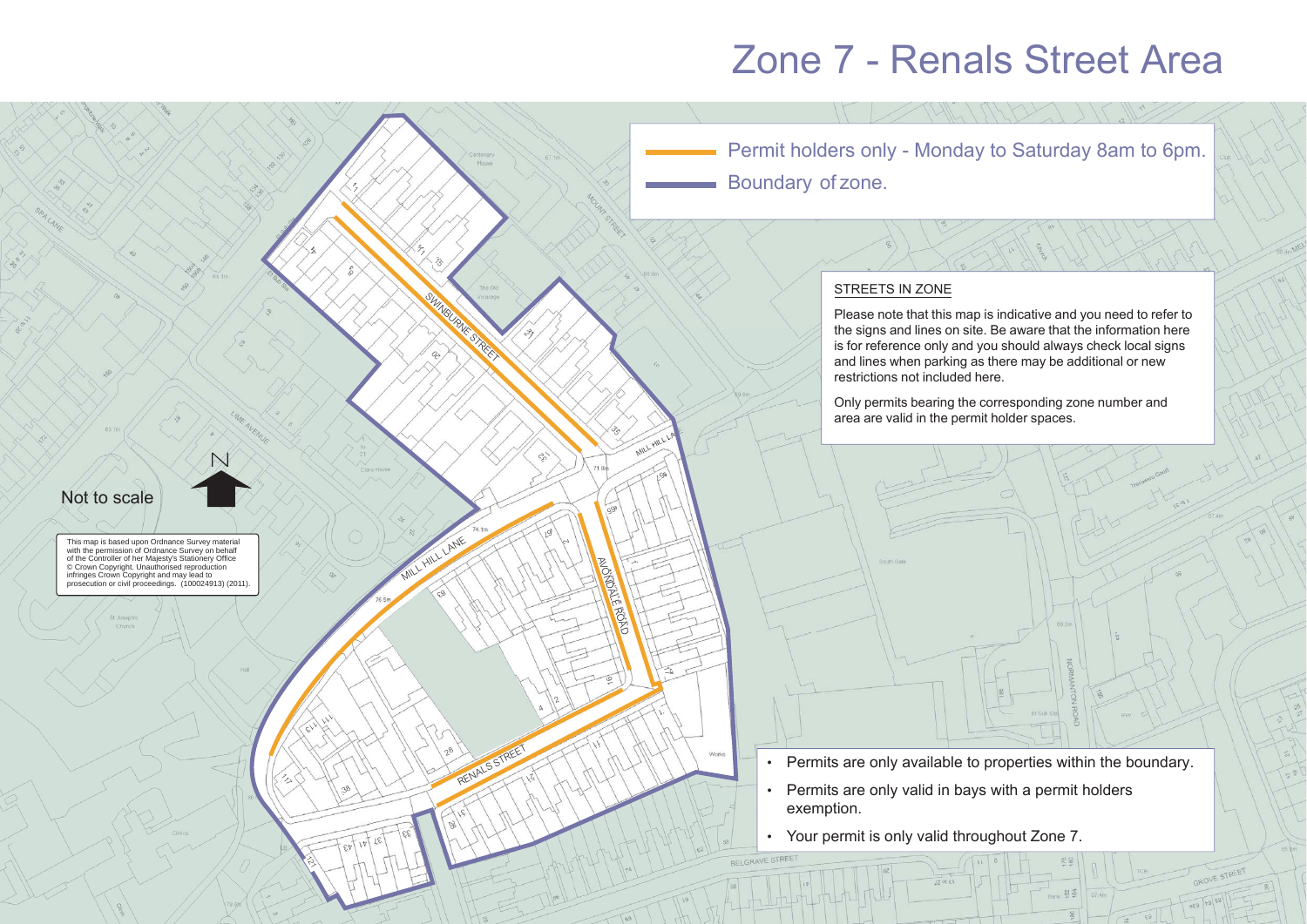# Zone 7 - Renals Street Area

Permit holders only - Monday to Saturday 8am to 6pm.

Boundary of zone.

STREETS IN ZONE

Please note that this map is indicative and you need to refer to the signs and lines on site. Be aware that the information here is for reference only and you should always check local signs and lines when parking as there may be additional or new restrictions not included here.

Only permits bearing the corresponding zone number and area are valid in the permit holder spaces.

Not to scale

N

This map is based upon Ordnance Survey material with the permission of Ordnance Survey on behalf of the Controller of her Majesty's Stationery Office © Crown Copyright. Unauthorised reproduction infringes Crown Copyright and may lead to prosecution or civil proceedings. (100024913) (2011).

SWINBURNE STREET

MILL HILL LANE

AVONDALE ROAD

RENALS STREET

- Permits are only available to properties within the boundary.
- Permits are only valid in bays with a permit holders exemption.
- Your permit is only valid throughout Zone 7.